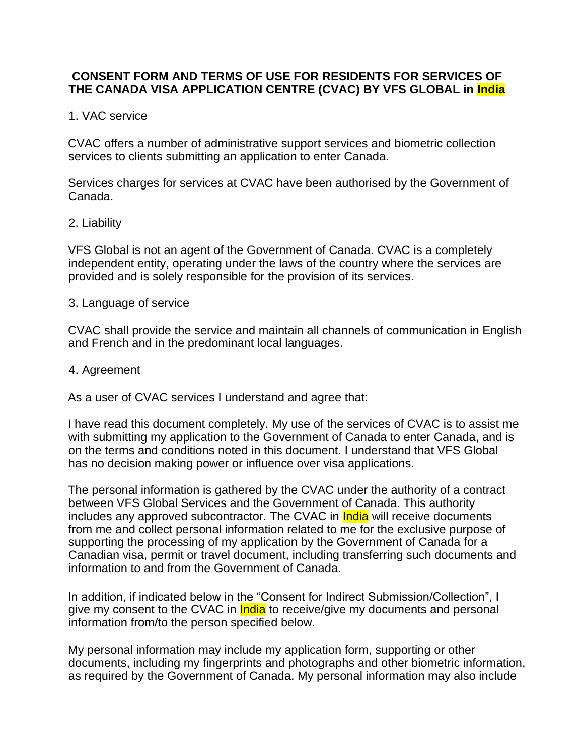**CONSENT FORM AND TERMS OF USE FOR RESIDENTS FOR SERVICES OF THE CANADA VISA APPLICATION CENTRE (CVAC) BY VFS GLOBAL in India**

1. VAC service

CVAC offers a number of administrative support services and biometric collection services to clients submitting an application to enter Canada.

Services charges for services at CVAC have been authorised by the Government of Canada.

2. Liability

VFS Global is not an agent of the Government of Canada. CVAC is a completely independent entity, operating under the laws of the country where the services are provided and is solely responsible for the provision of its services.

3. Language of service

CVAC shall provide the service and maintain all channels of communication in English and French and in the predominant local languages.

4. Agreement

As a user of CVAC services I understand and agree that:

I have read this document completely. My use of the services of CVAC is to assist me with submitting my application to the Government of Canada to enter Canada, and is on the terms and conditions noted in this document. I understand that VFS Global has no decision making power or influence over visa applications.

The personal information is gathered by the CVAC under the authority of a contract between VFS Global Services and the Government of Canada. This authority includes any approved subcontractor. The CVAC in India will receive documents from me and collect personal information related to me for the exclusive purpose of supporting the processing of my application by the Government of Canada for a Canadian visa, permit or travel document, including transferring such documents and information to and from the Government of Canada.

In addition, if indicated below in the "Consent for Indirect Submission/Collection", I give my consent to the CVAC in India to receive/give my documents and personal information from/to the person specified below.

My personal information may include my application form, supporting or other documents, including my fingerprints and photographs and other biometric information, as required by the Government of Canada. My personal information may also include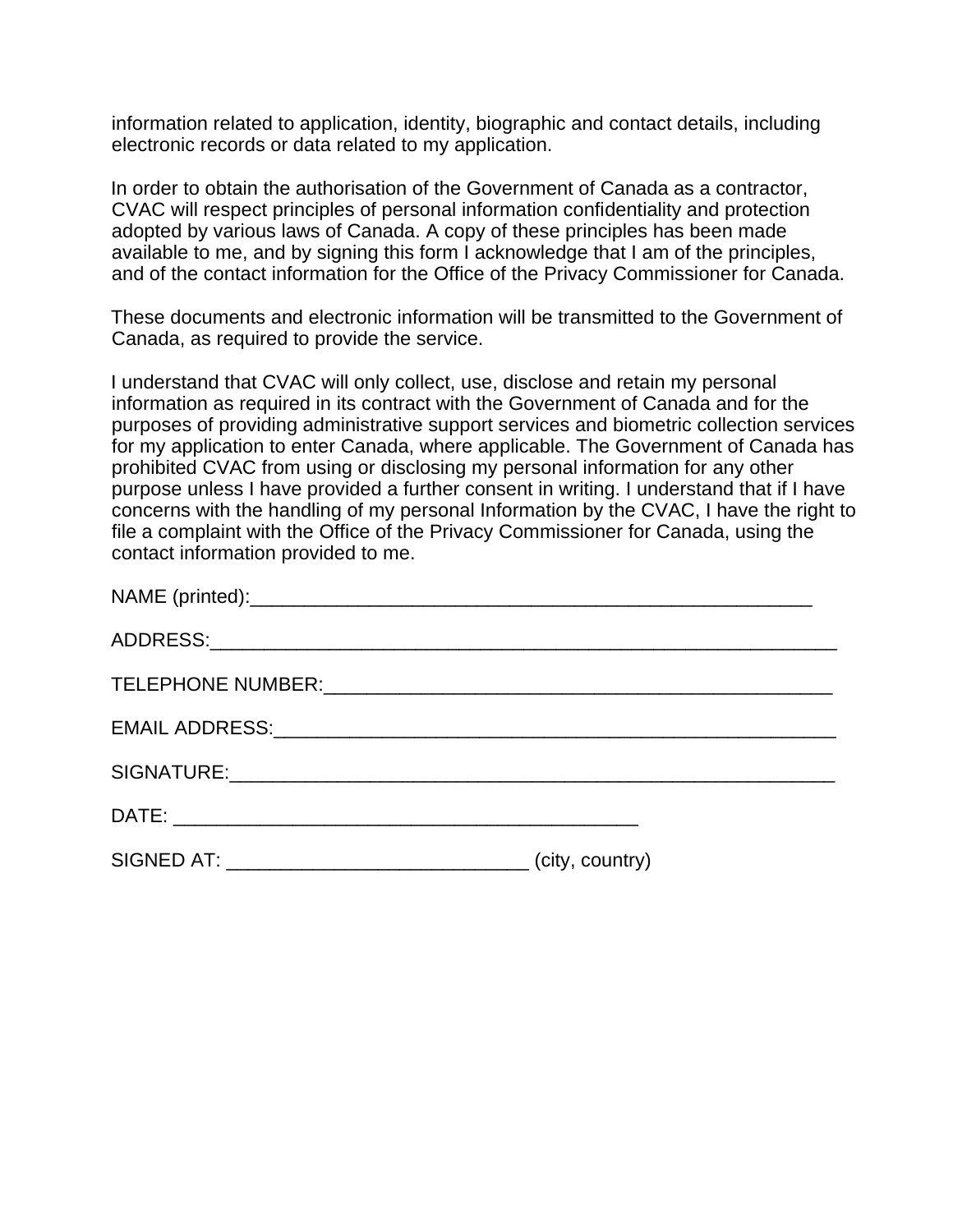information related to application, identity, biographic and contact details, including electronic records or data related to my application.

In order to obtain the authorisation of the Government of Canada as a contractor, CVAC will respect principles of personal information confidentiality and protection adopted by various laws of Canada. A copy of these principles has been made available to me, and by signing this form I acknowledge that I am of the principles, and of the contact information for the Office of the Privacy Commissioner for Canada.

These documents and electronic information will be transmitted to the Government of Canada, as required to provide the service.

I understand that CVAC will only collect, use, disclose and retain my personal information as required in its contract with the Government of Canada and for the purposes of providing administrative support services and biometric collection services for my application to enter Canada, where applicable. The Government of Canada has prohibited CVAC from using or disclosing my personal information for any other purpose unless I have provided a further consent in writing. I understand that if I have concerns with the handling of my personal Information by the CVAC, I have the right to file a complaint with the Office of the Privacy Commissioner for Canada, using the contact information provided to me.

NAME (printed):_______________________________________________________

ADDRESS:____________________________________________________________

TELEPHONE NUMBER:_________________________________________________

EMAIL ADDRESS:______________________________________________________

SIGNATURE:__________________________________________________________

DATE: ____________________________________________

SIGNED AT: ____________________________ (city, country)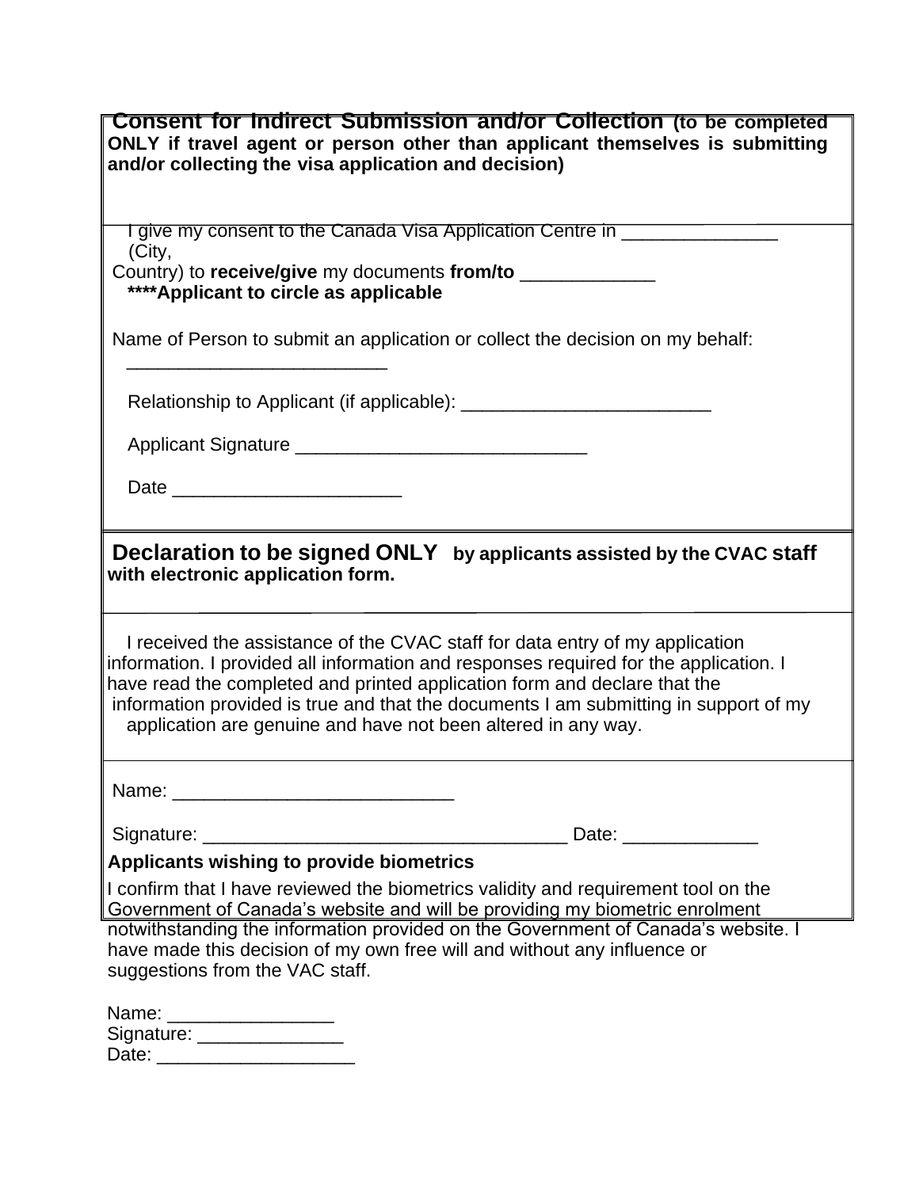**Consent for Indirect Submission and/or Collection** **(to be completed ONLY if travel agent or person other than applicant themselves is submitting and/or collecting the visa application and decision)**

I give my consent to the Canada Visa Application Centre in _______________ (City, Country) to **receive/give** my documents **from/to** _____________
**\*\*\*\*Applicant to circle as applicable**

Name of Person to submit an application or collect the decision on my behalf: _________________________

Relationship to Applicant (if applicable): ________________________

Applicant Signature ____________________________

Date ______________________

**Declaration to be signed ONLY by applicants assisted by the CVAC staff with electronic application form.**

I received the assistance of the CVAC staff for data entry of my application information. I provided all information and responses required for the application. I have read the completed and printed application form and declare that the information provided is true and that the documents I am submitting in support of my application are genuine and have not been altered in any way.

Name: ___________________________

Signature: ___________________________________ Date: _____________

**Applicants wishing to provide biometrics**

I confirm that I have reviewed the biometrics validity and requirement tool on the Government of Canada's website and will be providing my biometric enrolment notwithstanding the information provided on the Government of Canada's website. I have made this decision of my own free will and without any influence or suggestions from the VAC staff.

Name: ________________
Signature: ______________
Date: ___________________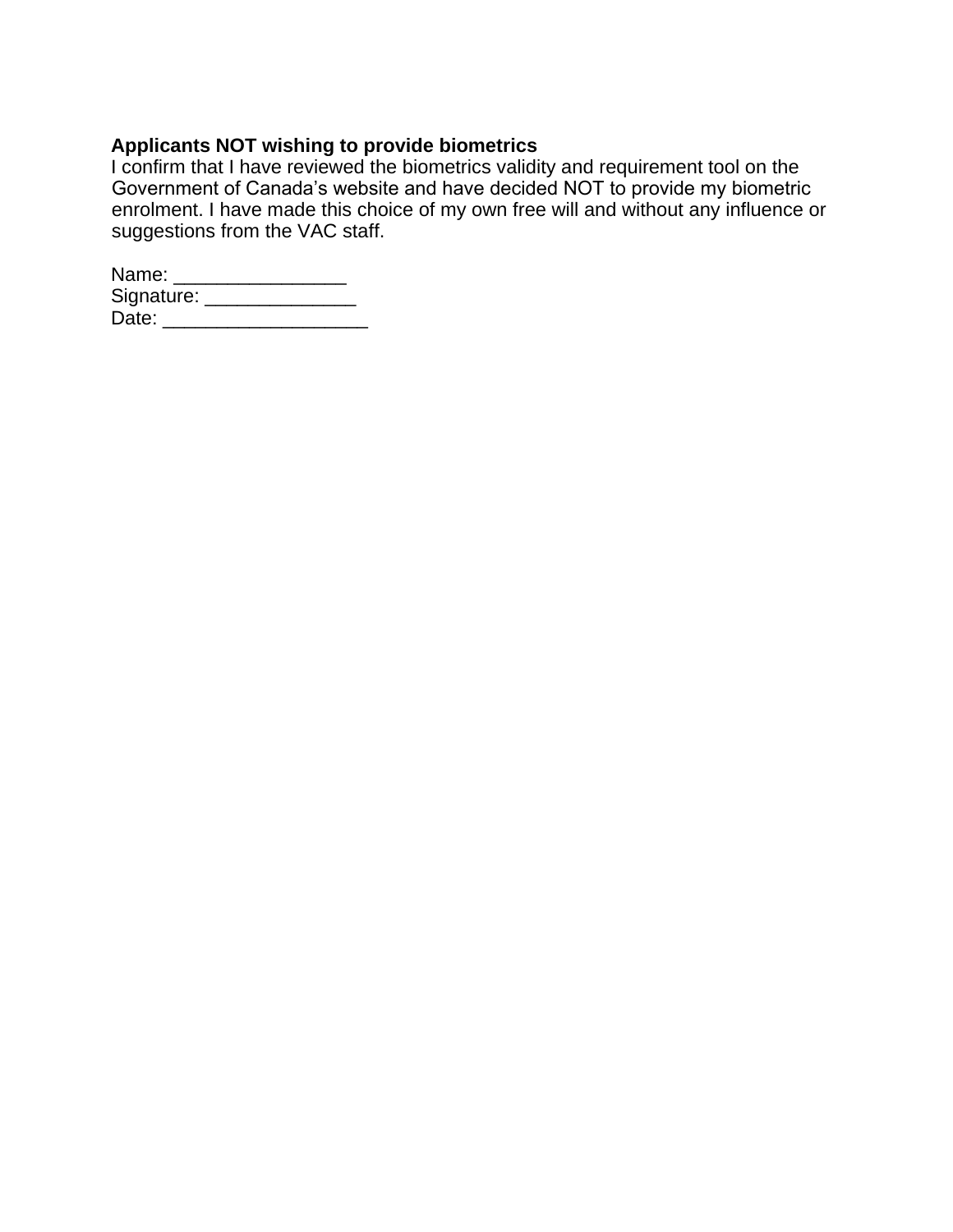**Applicants NOT wishing to provide biometrics**

I confirm that I have reviewed the biometrics validity and requirement tool on the Government of Canada's website and have decided NOT to provide my biometric enrolment. I have made this choice of my own free will and without any influence or suggestions from the VAC staff.

Name: ________________
Signature: ______________
Date: ___________________